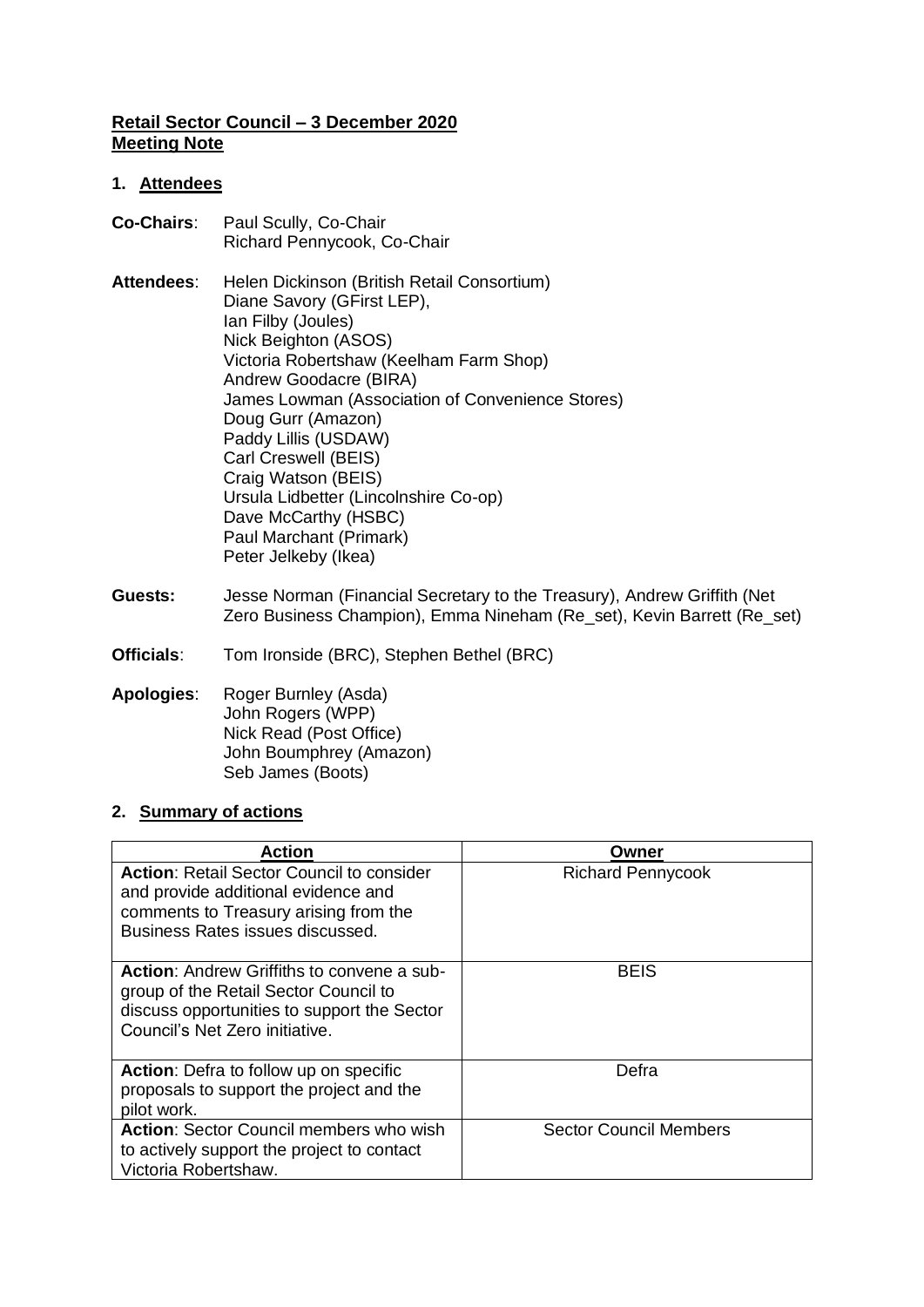**Retail Sector Council – 3 December 2020**
**Meeting Note**

## 1. Attendees

**Co-Chairs**: Paul Scully, Co-Chair
Richard Pennycook, Co-Chair

**Attendees**: Helen Dickinson (British Retail Consortium)
Diane Savory (GFirst LEP),
Ian Filby (Joules)
Nick Beighton (ASOS)
Victoria Robertshaw (Keelham Farm Shop)
Andrew Goodacre (BIRA)
James Lowman (Association of Convenience Stores)
Doug Gurr (Amazon)
Paddy Lillis (USDAW)
Carl Creswell (BEIS)
Craig Watson (BEIS)
Ursula Lidbetter (Lincolnshire Co-op)
Dave McCarthy (HSBC)
Paul Marchant (Primark)
Peter Jelkeby (Ikea)

**Guests:** Jesse Norman (Financial Secretary to the Treasury), Andrew Griffith (Net Zero Business Champion), Emma Nineham (Re_set), Kevin Barrett (Re_set)

**Officials**: Tom Ironside (BRC), Stephen Bethel (BRC)

**Apologies**: Roger Burnley (Asda)
John Rogers (WPP)
Nick Read (Post Office)
John Boumphrey (Amazon)
Seb James (Boots)

## 2. Summary of actions

| Action | Owner |
|---|---|
| **Action**: Retail Sector Council to consider and provide additional evidence and comments to Treasury arising from the Business Rates issues discussed. | Richard Pennycook |
| **Action**: Andrew Griffiths to convene a sub-group of the Retail Sector Council to discuss opportunities to support the Sector Council's Net Zero initiative. | BEIS |
| **Action**: Defra to follow up on specific proposals to support the project and the pilot work. | Defra |
| **Action**: Sector Council members who wish to actively support the project to contact Victoria Robertshaw. | Sector Council Members |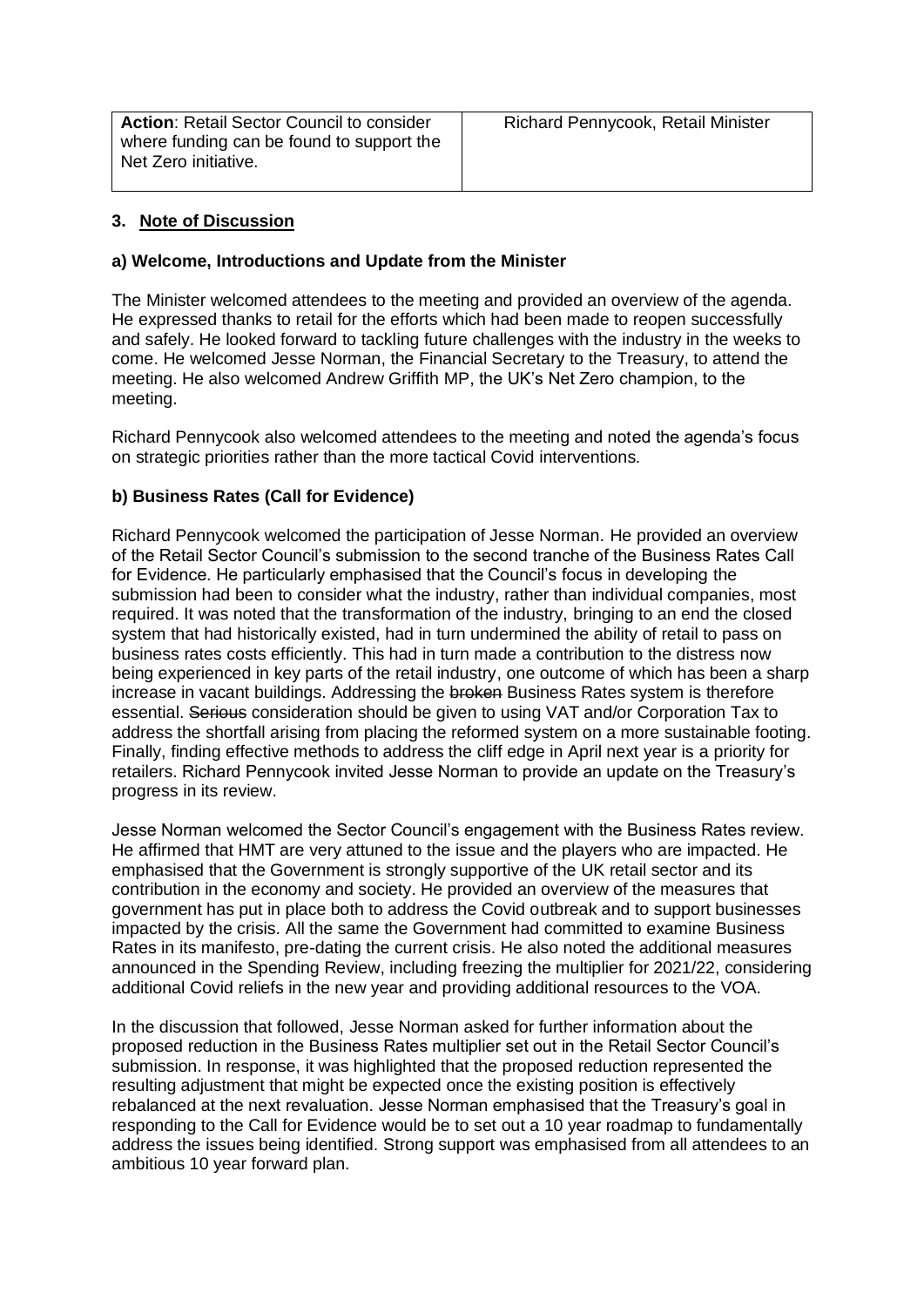| **Action**: Retail Sector Council to consider where funding can be found to support the Net Zero initiative. | Richard Pennycook, Retail Minister |
|---|---|

### 3. Note of Discussion

**a) Welcome, Introductions and Update from the Minister**

The Minister welcomed attendees to the meeting and provided an overview of the agenda. He expressed thanks to retail for the efforts which had been made to reopen successfully and safely. He looked forward to tackling future challenges with the industry in the weeks to come. He welcomed Jesse Norman, the Financial Secretary to the Treasury, to attend the meeting. He also welcomed Andrew Griffith MP, the UK's Net Zero champion, to the meeting.

Richard Pennycook also welcomed attendees to the meeting and noted the agenda's focus on strategic priorities rather than the more tactical Covid interventions.

**b) Business Rates (Call for Evidence)**

Richard Pennycook welcomed the participation of Jesse Norman. He provided an overview of the Retail Sector Council's submission to the second tranche of the Business Rates Call for Evidence. He particularly emphasised that the Council's focus in developing the submission had been to consider what the industry, rather than individual companies, most required. It was noted that the transformation of the industry, bringing to an end the closed system that had historically existed, had in turn undermined the ability of retail to pass on business rates costs efficiently. This had in turn made a contribution to the distress now being experienced in key parts of the retail industry, one outcome of which has been a sharp increase in vacant buildings. Addressing the ~~broken~~ Business Rates system is therefore essential. ~~Serious~~ consideration should be given to using VAT and/or Corporation Tax to address the shortfall arising from placing the reformed system on a more sustainable footing. Finally, finding effective methods to address the cliff edge in April next year is a priority for retailers. Richard Pennycook invited Jesse Norman to provide an update on the Treasury's progress in its review.

Jesse Norman welcomed the Sector Council's engagement with the Business Rates review. He affirmed that HMT are very attuned to the issue and the players who are impacted. He emphasised that the Government is strongly supportive of the UK retail sector and its contribution in the economy and society. He provided an overview of the measures that government has put in place both to address the Covid outbreak and to support businesses impacted by the crisis. All the same the Government had committed to examine Business Rates in its manifesto, pre-dating the current crisis. He also noted the additional measures announced in the Spending Review, including freezing the multiplier for 2021/22, considering additional Covid reliefs in the new year and providing additional resources to the VOA.

In the discussion that followed, Jesse Norman asked for further information about the proposed reduction in the Business Rates multiplier set out in the Retail Sector Council's submission. In response, it was highlighted that the proposed reduction represented the resulting adjustment that might be expected once the existing position is effectively rebalanced at the next revaluation. Jesse Norman emphasised that the Treasury's goal in responding to the Call for Evidence would be to set out a 10 year roadmap to fundamentally address the issues being identified. Strong support was emphasised from all attendees to an ambitious 10 year forward plan.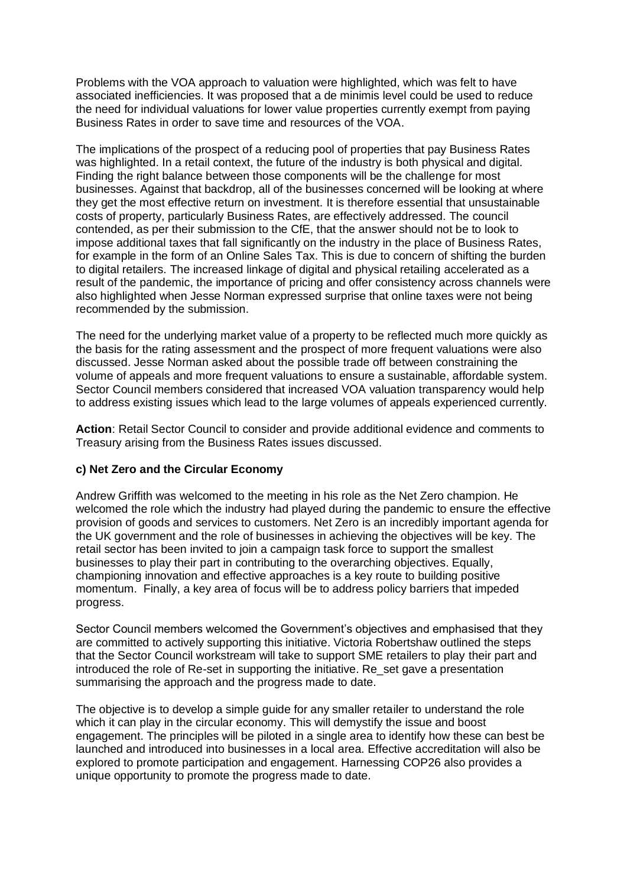Problems with the VOA approach to valuation were highlighted, which was felt to have associated inefficiencies. It was proposed that a de minimis level could be used to reduce the need for individual valuations for lower value properties currently exempt from paying Business Rates in order to save time and resources of the VOA.

The implications of the prospect of a reducing pool of properties that pay Business Rates was highlighted. In a retail context, the future of the industry is both physical and digital. Finding the right balance between those components will be the challenge for most businesses. Against that backdrop, all of the businesses concerned will be looking at where they get the most effective return on investment. It is therefore essential that unsustainable costs of property, particularly Business Rates, are effectively addressed. The council contended, as per their submission to the CfE, that the answer should not be to look to impose additional taxes that fall significantly on the industry in the place of Business Rates, for example in the form of an Online Sales Tax. This is due to concern of shifting the burden to digital retailers. The increased linkage of digital and physical retailing accelerated as a result of the pandemic, the importance of pricing and offer consistency across channels were also highlighted when Jesse Norman expressed surprise that online taxes were not being recommended by the submission.

The need for the underlying market value of a property to be reflected much more quickly as the basis for the rating assessment and the prospect of more frequent valuations were also discussed. Jesse Norman asked about the possible trade off between constraining the volume of appeals and more frequent valuations to ensure a sustainable, affordable system. Sector Council members considered that increased VOA valuation transparency would help to address existing issues which lead to the large volumes of appeals experienced currently.

**Action**: Retail Sector Council to consider and provide additional evidence and comments to Treasury arising from the Business Rates issues discussed.

**c) Net Zero and the Circular Economy**

Andrew Griffith was welcomed to the meeting in his role as the Net Zero champion. He welcomed the role which the industry had played during the pandemic to ensure the effective provision of goods and services to customers. Net Zero is an incredibly important agenda for the UK government and the role of businesses in achieving the objectives will be key. The retail sector has been invited to join a campaign task force to support the smallest businesses to play their part in contributing to the overarching objectives. Equally, championing innovation and effective approaches is a key route to building positive momentum. Finally, a key area of focus will be to address policy barriers that impeded progress.

Sector Council members welcomed the Government's objectives and emphasised that they are committed to actively supporting this initiative. Victoria Robertshaw outlined the steps that the Sector Council workstream will take to support SME retailers to play their part and introduced the role of Re-set in supporting the initiative. Re_set gave a presentation summarising the approach and the progress made to date.

The objective is to develop a simple guide for any smaller retailer to understand the role which it can play in the circular economy. This will demystify the issue and boost engagement. The principles will be piloted in a single area to identify how these can best be launched and introduced into businesses in a local area. Effective accreditation will also be explored to promote participation and engagement. Harnessing COP26 also provides a unique opportunity to promote the progress made to date.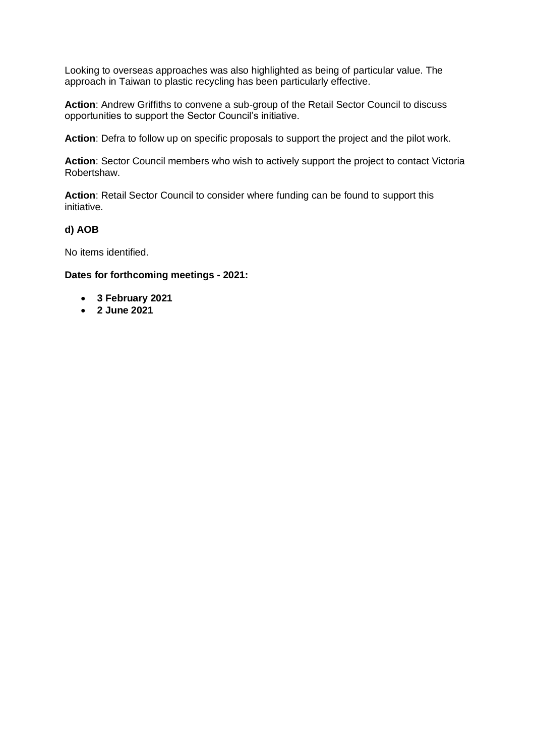Looking to overseas approaches was also highlighted as being of particular value. The approach in Taiwan to plastic recycling has been particularly effective.

**Action**: Andrew Griffiths to convene a sub-group of the Retail Sector Council to discuss opportunities to support the Sector Council's initiative.

**Action**: Defra to follow up on specific proposals to support the project and the pilot work.

**Action**: Sector Council members who wish to actively support the project to contact Victoria Robertshaw.

**Action**: Retail Sector Council to consider where funding can be found to support this initiative.

### d) AOB

No items identified.

**Dates for forthcoming meetings - 2021:**

- **3 February 2021**
- **2 June 2021**